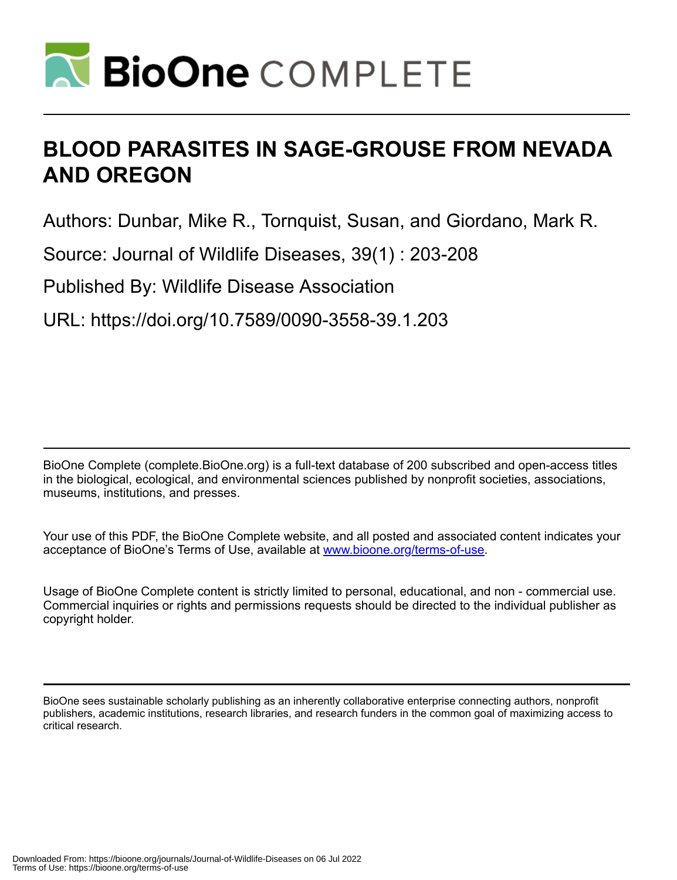# BLOOD PARASITES IN SAGE-GROUSE FROM NEVADA AND OREGON

Authors: Dunbar, Mike R., Tornquist, Susan, and Giordano, Mark R.

Source: Journal of Wildlife Diseases, 39(1) : 203-208

Published By: Wildlife Disease Association

URL: https://doi.org/10.7589/0090-3558-39.1.203

BioOne Complete (complete.BioOne.org) is a full-text database of 200 subscribed and open-access titles in the biological, ecological, and environmental sciences published by nonprofit societies, associations, museums, institutions, and presses.

Your use of this PDF, the BioOne Complete website, and all posted and associated content indicates your acceptance of BioOne's Terms of Use, available at www.bioone.org/terms-of-use.

Usage of BioOne Complete content is strictly limited to personal, educational, and non - commercial use. Commercial inquiries or rights and permissions requests should be directed to the individual publisher as copyright holder.

BioOne sees sustainable scholarly publishing as an inherently collaborative enterprise connecting authors, nonprofit publishers, academic institutions, research libraries, and research funders in the common goal of maximizing access to critical research.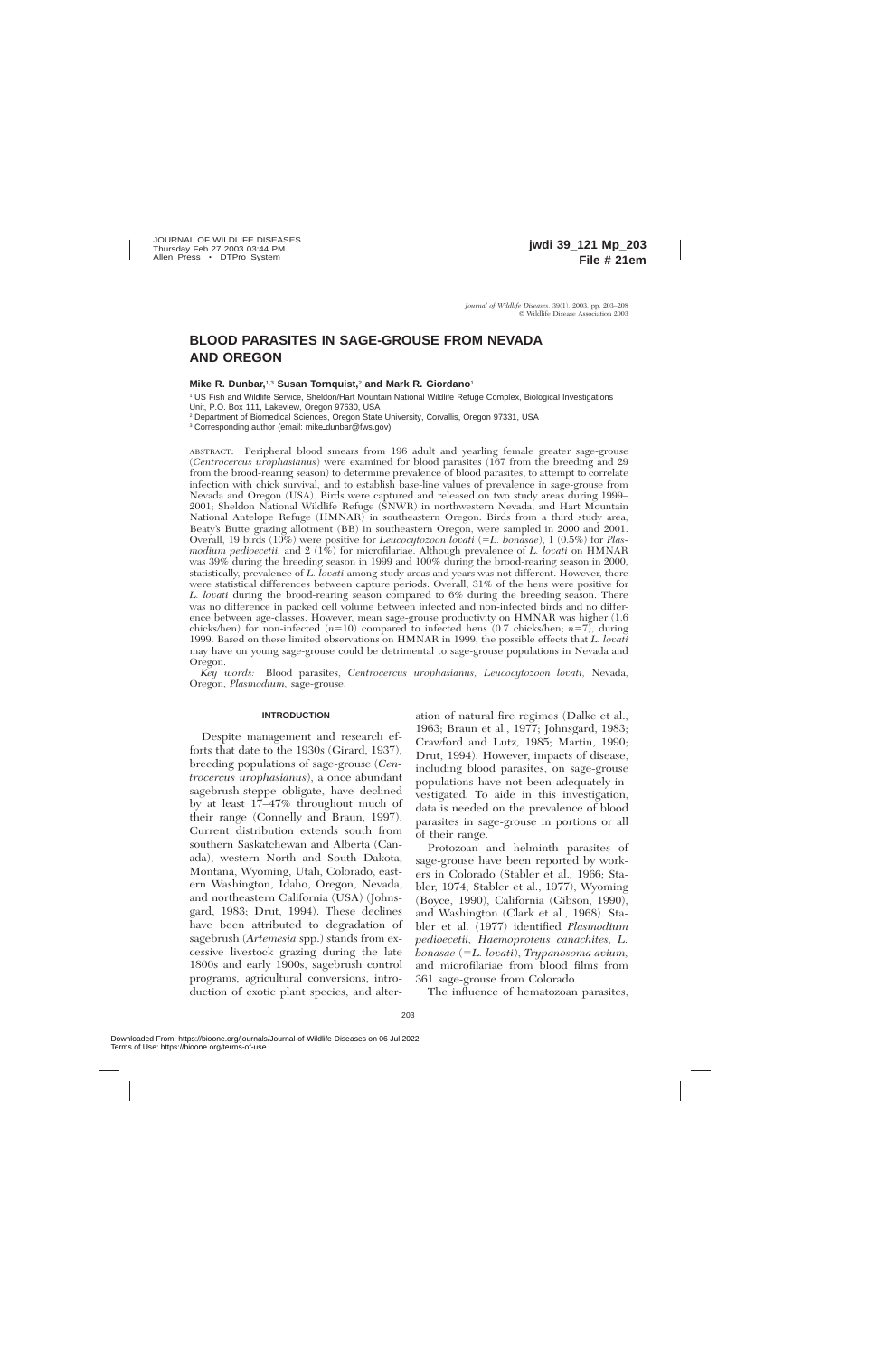# BLOOD PARASITES IN SAGE-GROUSE FROM NEVADA AND OREGON

**Mike R. Dunbar,**[1,3] **Susan Tornquist,**[2] **and Mark R. Giordano**[1]

[1] US Fish and Wildlife Service, Sheldon/Hart Mountain National Wildlife Refuge Complex, Biological Investigations Unit, P.O. Box 111, Lakeview, Oregon 97630, USA

[2] Department of Biomedical Sciences, Oregon State University, Corvallis, Oregon 97331, USA

[3] Corresponding author (email: mike_dunbar@fws.gov)

ABSTRACT: Peripheral blood smears from 196 adult and yearling female greater sage-grouse (*Centrocercus urophasianus*) were examined for blood parasites (167 from the breeding and 29 from the brood-rearing season) to determine prevalence of blood parasites, to attempt to correlate infection with chick survival, and to establish base-line values of prevalence in sage-grouse from Nevada and Oregon (USA). Birds were captured and released on two study areas during 1999–2001; Sheldon National Wildlife Refuge (SNWR) in northwestern Nevada, and Hart Mountain National Antelope Refuge (HMNAR) in southeastern Oregon. Birds from a third study area, Beaty's Butte grazing allotment (BB) in southeastern Oregon, were sampled in 2000 and 2001. Overall, 19 birds (10%) were positive for *Leucocytozoon lovati* (=*L. bonasae*), 1 (0.5%) for *Plasmodium pedioecetii*, and 2 (1%) for microfilariae. Although prevalence of *L. lovati* on HMNAR was 39% during the breeding season in 1999 and 100% during the brood-rearing season in 2000, statistically, prevalence of *L. lovati* among study areas and years was not different. However, there were statistical differences between capture periods. Overall, 31% of the hens were positive for *L. lovati* during the brood-rearing season compared to 6% during the breeding season. There was no difference in packed cell volume between infected and non-infected birds and no difference between age-classes. However, mean sage-grouse productivity on HMNAR was higher (1.6 chicks/hen) for non-infected ($n=10$) compared to infected hens (0.7 chicks/hen; $n=7$), during 1999. Based on these limited observations on HMNAR in 1999, the possible effects that *L. lovati* may have on young sage-grouse could be detrimental to sage-grouse populations in Nevada and Oregon.

*Key words:* Blood parasites, *Centrocercus urophasianus, Leucocytozoon lovati,* Nevada, Oregon, *Plasmodium,* sage-grouse.

## INTRODUCTION

Despite management and research efforts that date to the 1930s (Girard, 1937), breeding populations of sage-grouse (*Centrocercus urophasianus*), a once abundant sagebrush-steppe obligate, have declined by at least 17–47% throughout much of their range (Connelly and Braun, 1997). Current distribution extends south from southern Saskatchewan and Alberta (Canada), western North and South Dakota, Montana, Wyoming, Utah, Colorado, eastern Washington, Idaho, Oregon, Nevada, and northeastern California (USA) (Johnsgard, 1983; Drut, 1994). These declines have been attributed to degradation of sagebrush (*Artemesia* spp.) stands from excessive livestock grazing during the late 1800s and early 1900s, sagebrush control programs, agricultural conversions, introduction of exotic plant species, and alteration of natural fire regimes (Dalke et al., 1963; Braun et al., 1977; Johnsgard, 1983; Crawford and Lutz, 1985; Martin, 1990; Drut, 1994). However, impacts of disease, including blood parasites, on sage-grouse populations have not been adequately investigated. To aide in this investigation, data is needed on the prevalence of blood parasites in sage-grouse in portions or all of their range.

Protozoan and helminth parasites of sage-grouse have been reported by workers in Colorado (Stabler et al., 1966; Stabler, 1974; Stabler et al., 1977), Wyoming (Boyce, 1990), California (Gibson, 1990), and Washington (Clark et al., 1968). Stabler et al. (1977) identified *Plasmodium pedioecetii, Haemoproteus canachites, L. bonasae* (=*L. lovati*), *Trypanosoma avium,* and microfilariae from blood films from 361 sage-grouse from Colorado.

The influence of hematozoan parasites,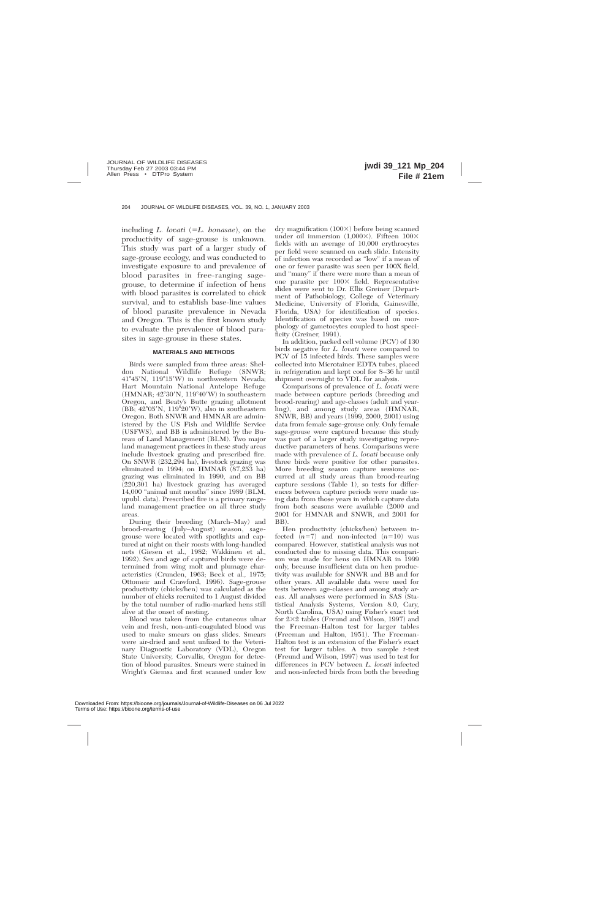including *L. lovati* (=*L. bonasae*), on the productivity of sage-grouse is unknown. This study was part of a larger study of sage-grouse ecology, and was conducted to investigate exposure to and prevalence of blood parasites in free-ranging sage-grouse, to determine if infection of hens with blood parasites is correlated to chick survival, and to establish base-line values of blood parasite prevalence in Nevada and Oregon. This is the first known study to evaluate the prevalence of blood parasites in sage-grouse in these states.

## MATERIALS AND METHODS

Birds were sampled from three areas: Sheldon National Wildlife Refuge (SNWR; 41°45′N, 119°15′W) in northwestern Nevada; Hart Mountain National Antelope Refuge (HMNAR; 42°30′N, 119°40′W) in southeastern Oregon, and Beaty's Butte grazing allotment (BB; 42°05′N, 119°20′W), also in southeastern Oregon. Both SNWR and HMNAR are administered by the US Fish and Wildlife Service (USFWS), and BB is administered by the Bureau of Land Management (BLM). Two major land management practices in these study areas include livestock grazing and prescribed fire. On SNWR (232,294 ha), livestock grazing was eliminated in 1994; on HMNAR (87,253 ha) grazing was eliminated in 1990, and on BB (220,301 ha) livestock grazing has averaged 14,000 "animal unit months" since 1989 (BLM, unpubl. data). Prescribed fire is a primary rangeland management practice on all three study areas.

During their breeding (March–May) and brood-rearing (July–August) season, sage-grouse were located with spotlights and captured at night on their roosts with long-handled nets (Giesen et al., 1982; Wakkinen et al., 1992). Sex and age of captured birds were determined from wing molt and plumage characteristics (Crunden, 1963; Beck et al., 1975; Ottomeir and Crawford, 1996). Sage-grouse productivity (chicks/hen) was calculated as the number of chicks recruited to 1 August divided by the total number of radio-marked hens still alive at the onset of nesting.

Blood was taken from the cutaneous ulnar vein and fresh, non-anti-coagulated blood was used to make smears on glass slides. Smears were air-dried and sent unfixed to the Veterinary Diagnostic Laboratory (VDL), Oregon State University, Corvallis, Oregon for detection of blood parasites. Smears were stained in Wright's Giemsa and first scanned under low dry magnification (100×) before being scanned under oil immersion (1,000×). Fifteen 100× fields with an average of 10,000 erythrocytes per field were scanned on each slide. Intensity of infection was recorded as "low" if a mean of one or fewer parasite was seen per 100X field, and "many" if there were more than a mean of one parasite per 100× field. Representative slides were sent to Dr. Ellis Greiner (Department of Pathobiology, College of Veterinary Medicine, University of Florida, Gainesville, Florida, USA) for identification of species. Identification of species was based on morphology of gametocytes coupled to host specificity (Greiner, 1991).

In addition, packed cell volume (PCV) of 130 birds negative for *L. lovati* were compared to PCV of 15 infected birds. These samples were collected into Microtainer EDTA tubes, placed in refrigeration and kept cool for 8–36 hr until shipment overnight to VDL for analysis.

Comparisons of prevalence of *L. lovati* were made between capture periods (breeding and brood-rearing) and age-classes (adult and yearling), and among study areas (HMNAR, SNWR, BB) and years (1999, 2000, 2001) using data from female sage-grouse only. Only female sage-grouse were captured because this study was part of a larger study investigating reproductive parameters of hens. Comparisons were made with prevalence of *L. lovati* because only three birds were positive for other parasites. More breeding season capture sessions occurred at all study areas than brood-rearing capture sessions (Table 1), so tests for differences between capture periods were made using data from those years in which capture data from both seasons were available (2000 and 2001 for HMNAR and SNWR, and 2001 for BB).

Hen productivity (chicks/hen) between infected ($n$=7) and non-infected ($n$=10) was compared. However, statistical analysis was not conducted due to missing data. This comparison was made for hens on HMNAR in 1999 only, because insufficient data on hen productivity was available for SNWR and BB and for other years. All available data were used for tests between age-classes and among study areas. All analyses were performed in SAS (Statistical Analysis Systems, Version 8.0, Cary, North Carolina, USA) using Fisher's exact test for 2×2 tables (Freund and Wilson, 1997) and the Freeman-Halton test for larger tables (Freeman and Halton, 1951). The Freeman-Halton test is an extension of the Fisher's exact test for larger tables. A two sample $t$-test (Freund and Wilson, 1997) was used to test for differences in PCV between *L. lovati* infected and non-infected birds from both the breeding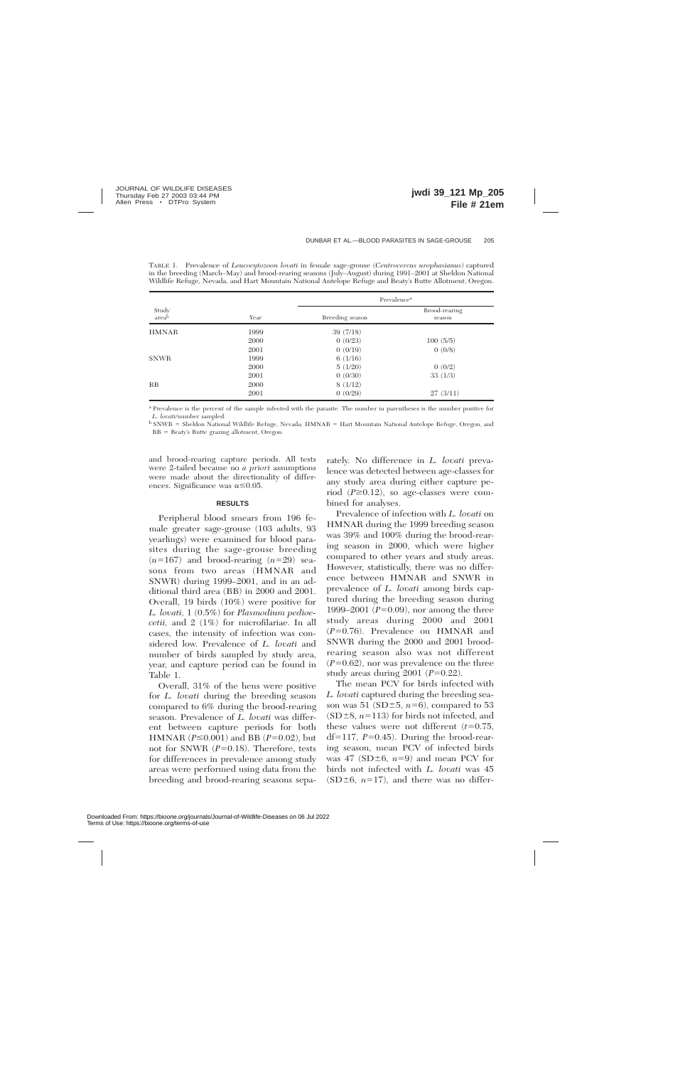TABLE 1. Prevalence of *Leucocytozoon lovati* in female sage-grouse (*Centrocercus urophasianus*) captured in the breeding (March–May) and brood-rearing seasons (July–August) during 1991–2001 at Sheldon National Wildlife Refuge, Nevada, and Hart Mountain National Antelope Refuge and Beaty's Butte Allotment, Oregon.

| Study area[b] | Year | Prevalence[a] | |
|---|---|---|---|
| | | Breeding season | Brood-rearing season |
| HMNAR | 1999 | 39 (7/18) | |
| | 2000 | 0 (0/23) | 100 (5/5) |
| | 2001 | 0 (0/19) | 0 (0/8) |
| SNWR | 1999 | 6 (1/16) | |
| | 2000 | 5 (1/20) | 0 (0/2) |
| | 2001 | 0 (0/30) | 33 (1/3) |
| BB | 2000 | 8 (1/12) | |
| | 2001 | 0 (0/29) | 27 (3/11) |

[a] Prevalence is the percent of the sample infected with the parasite. The number in parentheses is the number positive for *L. lovati*/number sampled.

[b] SNWR = Sheldon National Wildlife Refuge, Nevada; HMNAR = Hart Mountain National Antelope Refuge, Oregon, and BB = Beaty's Butte grazing allotment, Oregon.

and brood-rearing capture periods. All tests were 2-tailed because no *a priori* assumptions were made about the directionality of differences. Significance was $\alpha \leq 0.05$.

## RESULTS

Peripheral blood smears from 196 female greater sage-grouse (103 adults, 93 yearlings) were examined for blood parasites during the sage-grouse breeding ($n=167$) and brood-rearing ($n=29$) seasons from two areas (HMNAR and SNWR) during 1999–2001, and in an additional third area (BB) in 2000 and 2001. Overall, 19 birds (10%) were positive for *L. lovati*, 1 (0.5%) for *Plasmodium pedioecetii*, and 2 (1%) for microfilariae. In all cases, the intensity of infection was considered low. Prevalence of *L. lovati* and number of birds sampled by study area, year, and capture period can be found in Table 1.

Overall, 31% of the hens were positive for *L. lovati* during the breeding season compared to 6% during the brood-rearing season. Prevalence of *L. lovati* was different between capture periods for both HMNAR ($P \leq 0.001$) and BB ($P=0.02$), but not for SNWR ($P=0.18$). Therefore, tests for differences in prevalence among study areas were performed using data from the breeding and brood-rearing seasons separately. No difference in *L. lovati* prevalence was detected between age-classes for any study area during either capture period ($P \geq 0.12$), so age-classes were combined for analyses.

Prevalence of infection with *L. lovati* on HMNAR during the 1999 breeding season was 39% and 100% during the brood-rearing season in 2000, which were higher compared to other years and study areas. However, statistically, there was no difference between HMNAR and SNWR in prevalence of *L. lovati* among birds captured during the breeding season during 1999–2001 ($P=0.09$), nor among the three study areas during 2000 and 2001 ($P=0.76$). Prevalence on HMNAR and SNWR during the 2000 and 2001 brood-rearing season also was not different ($P=0.62$), nor was prevalence on the three study areas during 2001 ($P=0.22$).

The mean PCV for birds infected with *L. lovati* captured during the breeding season was 51 (SD$\pm$5, $n=6$), compared to 53 (SD$\pm$8, $n=113$) for birds not infected, and these values were not different ($t=0.75$, df$=117$, $P=0.45$). During the brood-rearing season, mean PCV of infected birds was 47 (SD$\pm$6, $n=9$) and mean PCV for birds not infected with *L. lovati* was 45 (SD$\pm$6, $n=17$), and there was no differ-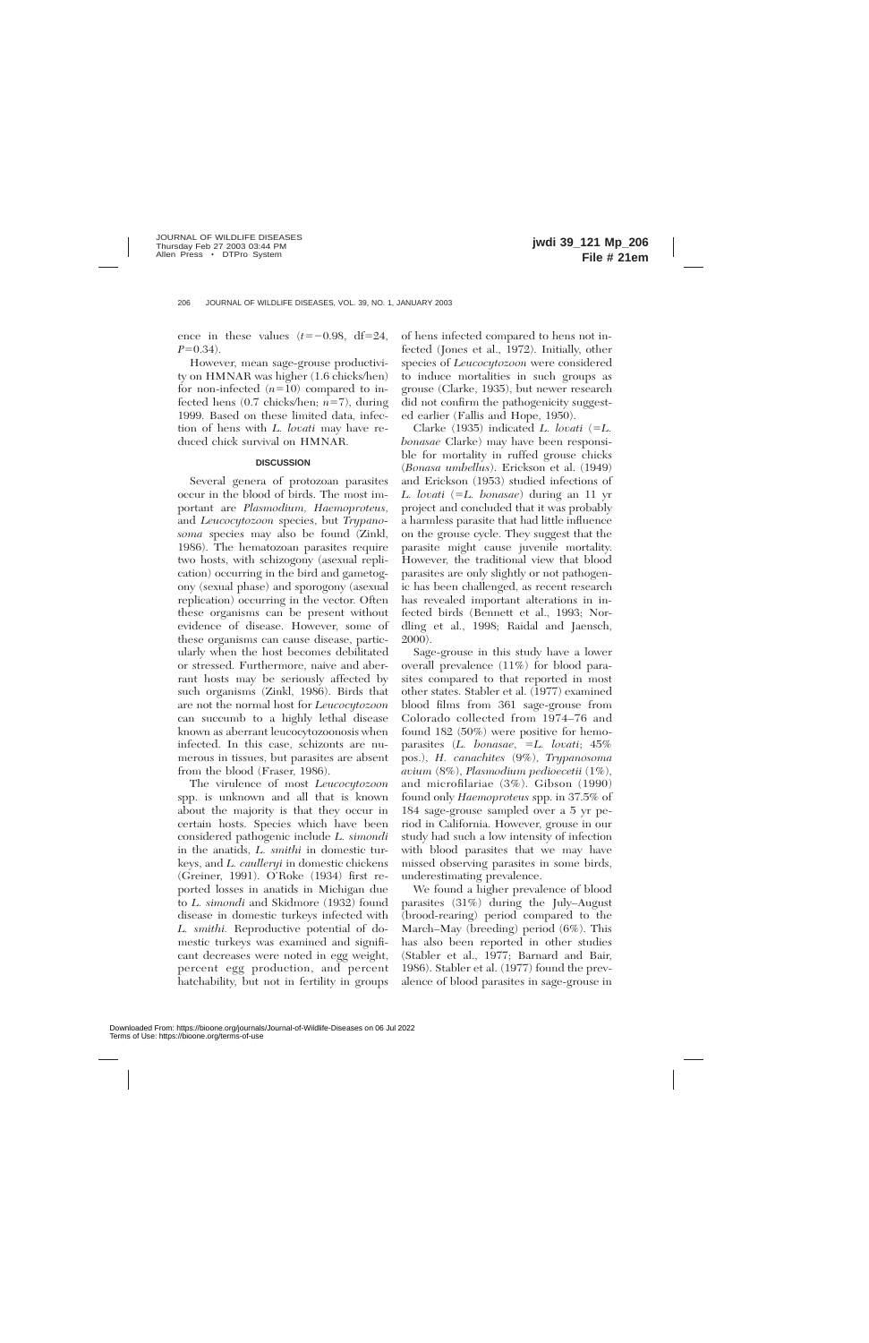ence in these values ($t = -0.98$, df=24, $P = 0.34$).

However, mean sage-grouse productivity on HMNAR was higher (1.6 chicks/hen) for non-infected ($n = 10$) compared to infected hens (0.7 chicks/hen; $n = 7$), during 1999. Based on these limited data, infection of hens with *L. lovati* may have reduced chick survival on HMNAR.

## DISCUSSION

Several genera of protozoan parasites occur in the blood of birds. The most important are *Plasmodium*, *Haemoproteus*, and *Leucocytozoon* species, but *Trypanosoma* species may also be found (Zinkl, 1986). The hematozoan parasites require two hosts, with schizogony (asexual replication) occurring in the bird and gametogony (sexual phase) and sporogony (asexual replication) occurring in the vector. Often these organisms can be present without evidence of disease. However, some of these organisms can cause disease, particularly when the host becomes debilitated or stressed. Furthermore, naive and aberrant hosts may be seriously affected by such organisms (Zinkl, 1986). Birds that are not the normal host for *Leucocytozoon* can succumb to a highly lethal disease known as aberrant leucocytozoonosis when infected. In this case, schizonts are numerous in tissues, but parasites are absent from the blood (Fraser, 1986).

The virulence of most *Leucocytozoon* spp. is unknown and all that is known about the majority is that they occur in certain hosts. Species which have been considered pathogenic include *L. simondi* in the anatids, *L. smithi* in domestic turkeys, and *L. caulleryi* in domestic chickens (Greiner, 1991). O'Roke (1934) first reported losses in anatids in Michigan due to *L. simondi* and Skidmore (1932) found disease in domestic turkeys infected with *L. smithi.* Reproductive potential of domestic turkeys was examined and significant decreases were noted in egg weight, percent egg production, and percent hatchability, but not in fertility in groups of hens infected compared to hens not infected (Jones et al., 1972). Initially, other species of *Leucocytozoon* were considered to induce mortalities in such groups as grouse (Clarke, 1935), but newer research did not confirm the pathogenicity suggested earlier (Fallis and Hope, 1950).

Clarke (1935) indicated *L. lovati* (=*L. bonasae* Clarke) may have been responsible for mortality in ruffed grouse chicks (*Bonasa umbellus*). Erickson et al. (1949) and Erickson (1953) studied infections of *L. lovati* (=*L. bonasae*) during an 11 yr project and concluded that it was probably a harmless parasite that had little influence on the grouse cycle. They suggest that the parasite might cause juvenile mortality. However, the traditional view that blood parasites are only slightly or not pathogenic has been challenged, as recent research has revealed important alterations in infected birds (Bennett et al., 1993; Nordling et al., 1998; Raidal and Jaensch, 2000).

Sage-grouse in this study have a lower overall prevalence (11%) for blood parasites compared to that reported in most other states. Stabler et al. (1977) examined blood films from 361 sage-grouse from Colorado collected from 1974–76 and found 182 (50%) were positive for hemoparasites (*L. bonasae*, =*L. lovati*; 45% pos.), *H. canachites* (9%), *Trypanosoma avium* (8%), *Plasmodium pedioecetii* (1%), and microfilariae (3%). Gibson (1990) found only *Haemoproteus* spp. in 37.5% of 184 sage-grouse sampled over a 5 yr period in California. However, grouse in our study had such a low intensity of infection with blood parasites that we may have missed observing parasites in some birds, underestimating prevalence.

We found a higher prevalence of blood parasites (31%) during the July–August (brood-rearing) period compared to the March–May (breeding) period (6%). This has also been reported in other studies (Stabler et al., 1977; Barnard and Bair, 1986). Stabler et al. (1977) found the prevalence of blood parasites in sage-grouse in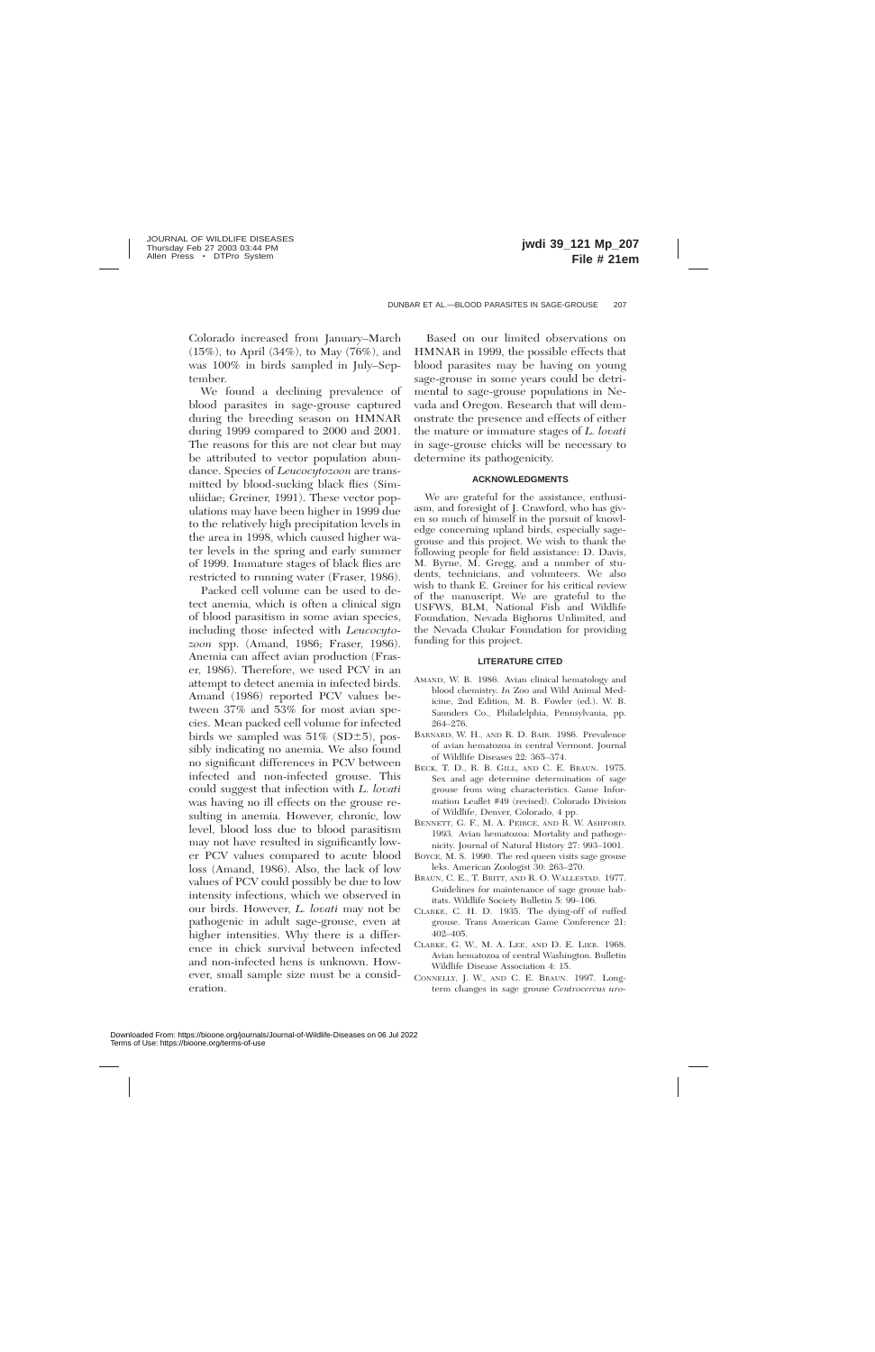Colorado increased from January–March (15%), to April (34%), to May (76%), and was 100% in birds sampled in July–September.

We found a declining prevalence of blood parasites in sage-grouse captured during the breeding season on HMNAR during 1999 compared to 2000 and 2001. The reasons for this are not clear but may be attributed to vector population abundance. Species of *Leucocytozoon* are transmitted by blood-sucking black flies (Simuliidae; Greiner, 1991). These vector populations may have been higher in 1999 due to the relatively high precipitation levels in the area in 1998, which caused higher water levels in the spring and early summer of 1999. Immature stages of black flies are restricted to running water (Fraser, 1986).

Packed cell volume can be used to detect anemia, which is often a clinical sign of blood parasitism in some avian species, including those infected with *Leucocytozoon* spp. (Amand, 1986; Fraser, 1986). Anemia can affect avian production (Fraser, 1986). Therefore, we used PCV in an attempt to detect anemia in infected birds. Amand (1986) reported PCV values between 37% and 53% for most avian species. Mean packed cell volume for infected birds we sampled was 51% (SD±5), possibly indicating no anemia. We also found no significant differences in PCV between infected and non-infected grouse. This could suggest that infection with *L. lovati* was having no ill effects on the grouse resulting in anemia. However, chronic, low level, blood loss due to blood parasitism may not have resulted in significantly lower PCV values compared to acute blood loss (Amand, 1986). Also, the lack of low values of PCV could possibly be due to low intensity infections, which we observed in our birds. However, *L. lovati* may not be pathogenic in adult sage-grouse, even at higher intensities. Why there is a difference in chick survival between infected and non-infected hens is unknown. However, small sample size must be a consideration.

Based on our limited observations on HMNAR in 1999, the possible effects that blood parasites may be having on young sage-grouse in some years could be detrimental to sage-grouse populations in Nevada and Oregon. Research that will demonstrate the presence and effects of either the mature or immature stages of *L. lovati* in sage-grouse chicks will be necessary to determine its pathogenicity.

## ACKNOWLEDGMENTS

We are grateful for the assistance, enthusiasm, and foresight of J. Crawford, who has given so much of himself in the pursuit of knowledge concerning upland birds, especially sage-grouse and this project. We wish to thank the following people for field assistance: D. Davis, M. Byrne, M. Gregg, and a number of students, technicians, and volunteers. We also wish to thank E. Greiner for his critical review of the manuscript. We are grateful to the USFWS, BLM, National Fish and Wildlife Foundation, Nevada Bighorns Unlimited, and the Nevada Chukar Foundation for providing funding for this project.

## LITERATURE CITED

AMAND, W. B. 1986. Avian clinical hematology and blood chemistry. *In* Zoo and Wild Animal Medicine, 2nd Edition, M. B. Fowler (ed.). W. B. Saunders Co., Philadelphia, Pennsylvania, pp. 264–276.

BARNARD, W. H., AND R. D. BAIR. 1986. Prevalence of avian hematozoa in central Vermont. Journal of Wildlife Diseases 22: 365–374.

BECK, T. D., R. B. GILL, AND C. E. BRAUN. 1975. Sex and age determine determination of sage grouse from wing characteristics. Game Information Leaflet #49 (revised). Colorado Division of Wildlife, Denver, Colorado, 4 pp.

BENNETT, G. F., M. A. PEIRCE, AND R. W. ASHFORD. 1993. Avian hematozoa: Mortality and pathogenicity. Journal of Natural History 27: 993–1001.

BOYCE, M. S. 1990. The red queen visits sage grouse leks. American Zoologist 30: 263–270.

BRAUN, C. E., T. BRITT, AND R. O. WALLESTAD. 1977. Guidelines for maintenance of sage grouse habitats. Wildlife Society Bulletin 5: 99–106.

CLARKE, C. H. D. 1935. The dying-off of ruffed grouse. Trans American Game Conference 21: 402–405.

CLARKE, G. W., M. A. LEE, AND D. E. LIEB. 1968. Avian hematozoa of central Washington. Bulletin Wildlife Disease Association 4: 15.

CONNELLY, J. W., AND C. E. BRAUN. 1997. Long-term changes in sage grouse *Centrocercus uro-*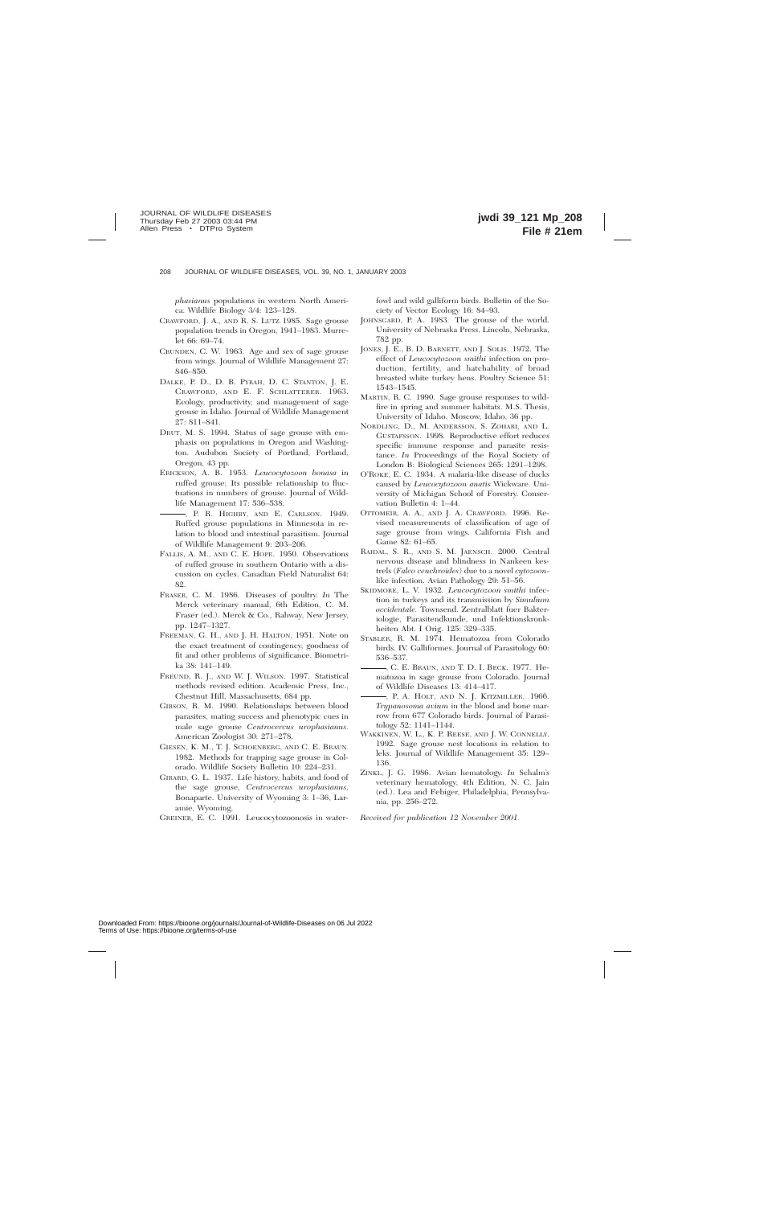*phasianus* populations in western North America. Wildlife Biology 3/4: 123–128.

Crawford, J. A., and R. S. Lutz. 1985. Sage grouse population trends in Oregon, 1941–1983. Murrelet 66: 69–74.

Crunden, C. W. 1963. Age and sex of sage grouse from wings. Journal of Wildlife Management 27: 846–850.

Dalke, P. D., D. B. Pyrah, D. C. Stanton, J. E. Crawford, and E. F. Schlatterer. 1963. Ecology, productivity, and management of sage grouse in Idaho. Journal of Wildlife Management 27: 811–841.

Drut, M. S. 1994. Status of sage grouse with emphasis on populations in Oregon and Washington. Audubon Society of Portland, Portland, Oregon, 43 pp.

Erickson, A. B. 1953. *Leucocytozoon bonasa* in ruffed grouse: Its possible relationship to fluctuations in numbers of grouse. Journal of Wildlife Management 17: 536–538.

———, P. R. Highby, and E. Carlson. 1949. Ruffed grouse populations in Minnesota in relation to blood and intestinal parasitism. Journal of Wildlife Management 9: 203–206.

Fallis, A. M., and C. E. Hope. 1950. Observations of ruffed grouse in southern Ontario with a discussion on cycles. Canadian Field Naturalist 64: 82.

Fraser, C. M. 1986. Diseases of poultry. *In* The Merck veterinary manual, 6th Edition, C. M. Fraser (ed.). Merck & Co., Rahway, New Jersey, pp. 1247–1327.

Freeman, G. H., and J. H. Halton, 1951. Note on the exact treatment of contingency, goodness of fit and other problems of significance. Biometrika 38: 141–149.

Freund, R. J., and W. J. Wilson. 1997. Statistical methods revised edition. Academic Press, Inc., Chestnut Hill, Massachusetts, 684 pp.

Gibson, R. M. 1990. Relationships between blood parasites, mating success and phenotypic cues in male sage grouse *Centrocercus urophasianus*. American Zoologist 30: 271–278.

Giesen, K. M., T. J. Schoenberg, and C. E. Braun. 1982. Methods for trapping sage grouse in Colorado. Wildlife Society Bulletin 10: 224–231.

Girard, G. L. 1937. Life history, habits, and food of the sage grouse, *Centrocercus urophasianus*, Bonaparte. University of Wyoming 3: 1–36, Laramie, Wyoming.

Greiner, E. C. 1991. Leucocytozoonosis in waterfowl and wild galliform birds. Bulletin of the Society of Vector Ecology 16: 84–93.

Johnsgard, P. A. 1983. The grouse of the world. University of Nebraska Press, Lincoln, Nebraska, 782 pp.

Jones, J. E., B. D. Barnett, and J. Solis. 1972. The effect of *Leucocytozoon smithi* infection on production, fertility, and hatchability of broad breasted white turkey hens. Poultry Science 51: 1543–1545.

Martin, R. C. 1990. Sage grouse responses to wildfire in spring and summer habitats. M.S. Thesis, University of Idaho, Moscow, Idaho, 36 pp.

Nordling, D., M. Andersson, S. Zohari, and L. Gustafsson. 1998. Reproductive effort reduces specific immune response and parasite resistance. *In* Proceedings of the Royal Society of London B: Biological Sciences 265: 1291–1298.

O'Roke, E. C. 1934. A malaria-like disease of ducks caused by *Leucocytozoon anatis* Wickware. University of Michigan School of Forestry. Conservation Bulletin 4: 1–44.

Ottomeir, A. A., and J. A. Crawford. 1996. Revised measurements of classification of age of sage grouse from wings. California Fish and Game 82: 61–65.

Raidal, S. R., and S. M. Jaensch. 2000. Central nervous disease and blindness in Nankeen kestrels (*Falco cenchroides*) due to a novel *cytozoon*-like infection. Avian Pathology 29: 51–56.

Skidmore, L. V. 1932. *Leucocytozoon smithi* infection in turkeys and its transmission by *Simulium occidentale*. Townsend. Zentralblatt fuer Bakteriologie, Parasitendkunde, und Infektionskronkheiten Abt. I Orig. 125: 329–335.

Stabler, R. M. 1974. Hematozoa from Colorado birds. IV. Galliformes. Journal of Parasitology 60: 536–537.

———, C. E. Braun, and T. D. I. Beck. 1977. Hematozoa in sage grouse from Colorado. Journal of Wildlife Diseases 13: 414–417.

———, P. A. Holt, and N. J. Kitzmiller. 1966. *Trypanosoma avium* in the blood and bone marrow from 677 Colorado birds. Journal of Parasitology 52: 1141–1144.

Wakkinen, W. L., K. P. Reese, and J. W. Connelly. 1992. Sage grouse nest locations in relation to leks. Journal of Wildlife Management 35: 129–136.

Zinkl, J. G. 1986. Avian hematology. *In* Schalm's veterinary hematology, 4th Edition, N. C. Jain (ed.). Lea and Febiger, Philadelphia, Pennsylvania, pp. 256–272.

*Received for publication 12 November 2001.*